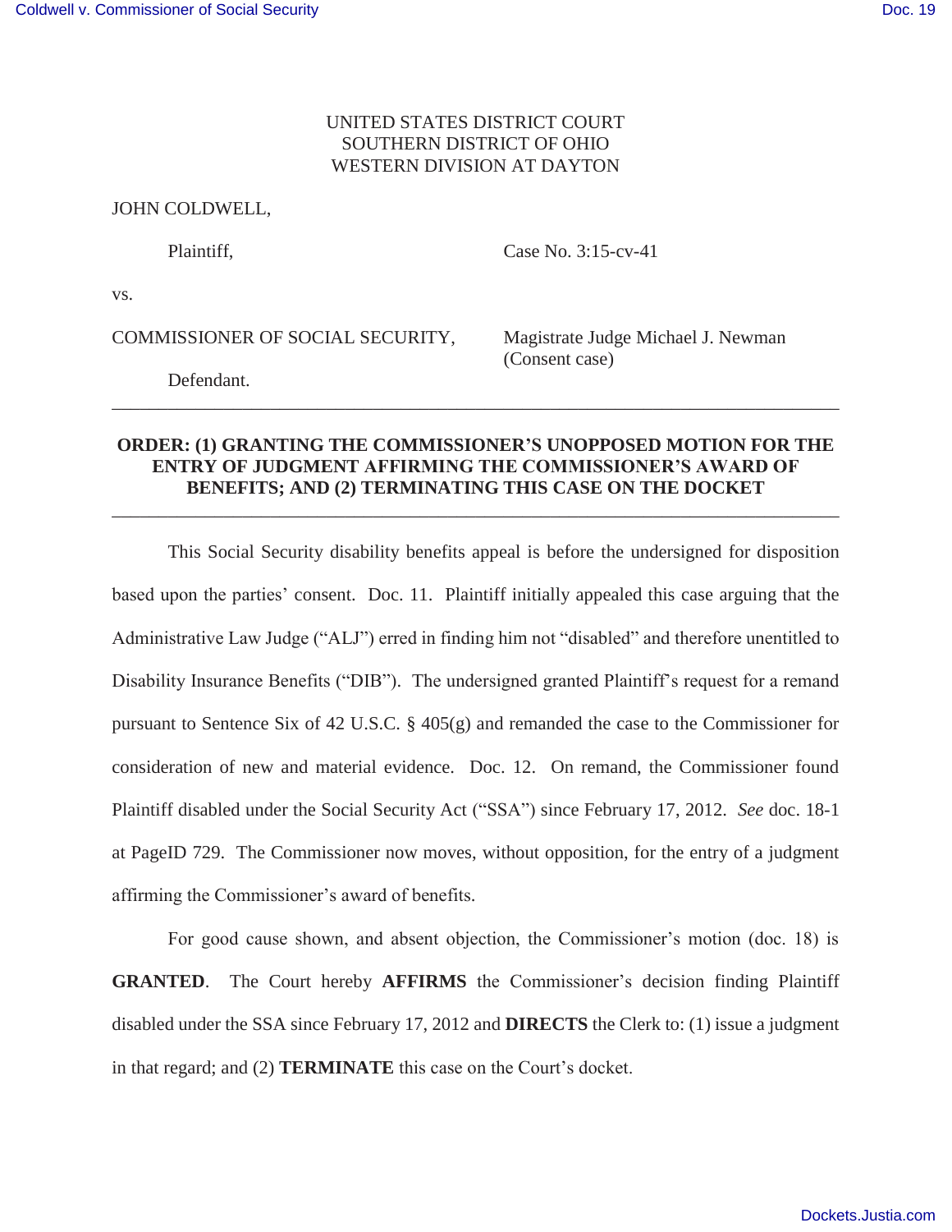UNITED STATES DISTRICT COURT
SOUTHERN DISTRICT OF OHIO
WESTERN DIVISION AT DAYTON

JOHN COLDWELL,

Plaintiff, Case No. 3:15-cv-41

vs.

COMMISSIONER OF SOCIAL SECURITY, Magistrate Judge Michael J. Newman (Consent case)

Defendant.

---

**ORDER: (1) GRANTING THE COMMISSIONER'S UNOPPOSED MOTION FOR THE ENTRY OF JUDGMENT AFFIRMING THE COMMISSIONER'S AWARD OF BENEFITS; AND (2) TERMINATING THIS CASE ON THE DOCKET**

---

This Social Security disability benefits appeal is before the undersigned for disposition based upon the parties' consent. Doc. 11. Plaintiff initially appealed this case arguing that the Administrative Law Judge ("ALJ") erred in finding him not "disabled" and therefore unentitled to Disability Insurance Benefits ("DIB"). The undersigned granted Plaintiff's request for a remand pursuant to Sentence Six of 42 U.S.C. § 405(g) and remanded the case to the Commissioner for consideration of new and material evidence. Doc. 12. On remand, the Commissioner found Plaintiff disabled under the Social Security Act ("SSA") since February 17, 2012. *See* doc. 18-1 at PageID 729. The Commissioner now moves, without opposition, for the entry of a judgment affirming the Commissioner's award of benefits.

For good cause shown, and absent objection, the Commissioner's motion (doc. 18) is **GRANTED**. The Court hereby **AFFIRMS** the Commissioner's decision finding Plaintiff disabled under the SSA since February 17, 2012 and **DIRECTS** the Clerk to: (1) issue a judgment in that regard; and (2) **TERMINATE** this case on the Court's docket.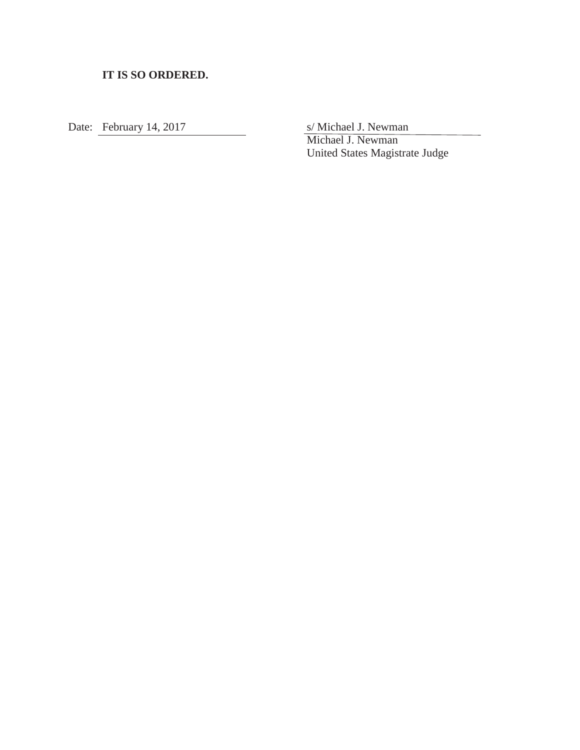**IT IS SO ORDERED.**

Date: February 14, 2017

s/ Michael J. Newman
Michael J. Newman
United States Magistrate Judge